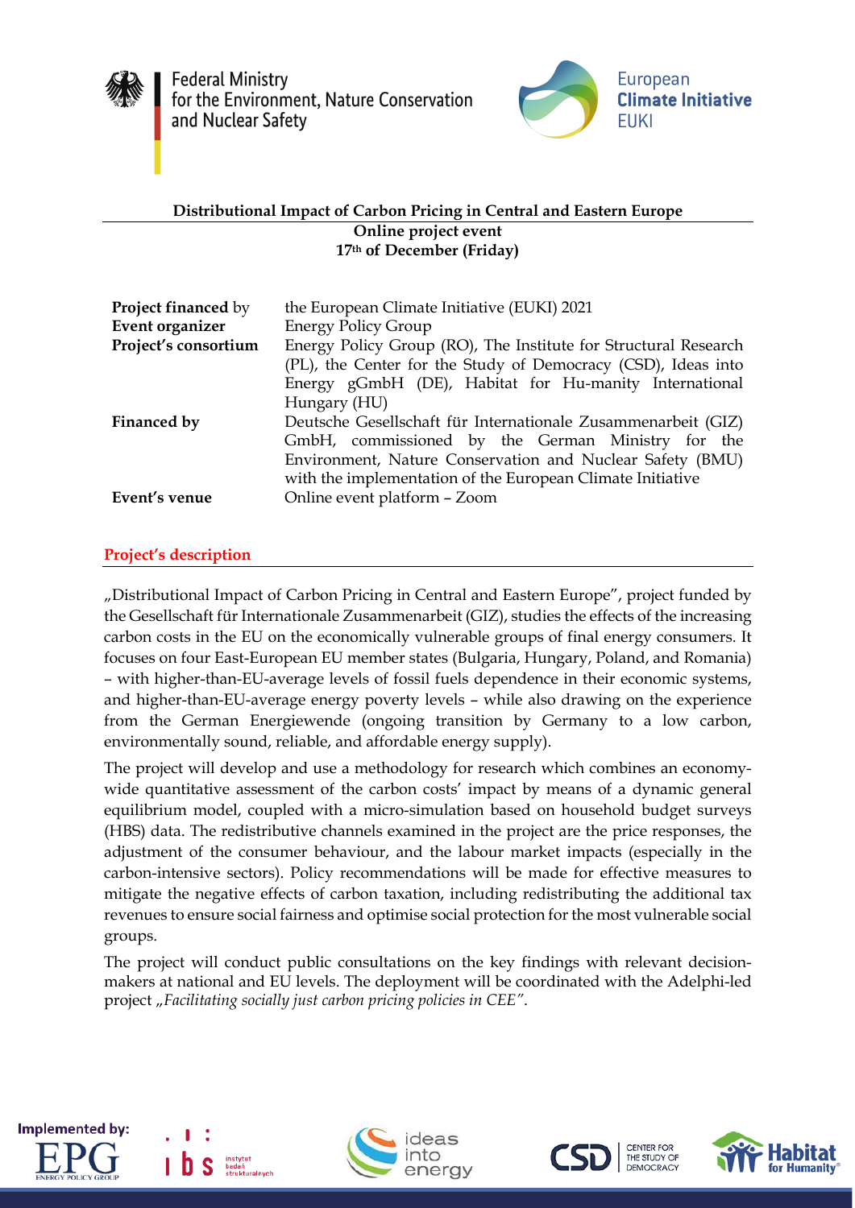**Distributional Impact of Carbon Pricing in Central and Eastern Europe**

**Online project event**

**17th of December (Friday)**

| | |
|---|---|
| **Project financed** by | the European Climate Initiative (EUKI) 2021 |
| **Event organizer** | Energy Policy Group |
| **Project's consortium** | Energy Policy Group (RO), The Institute for Structural Research (PL), the Center for the Study of Democracy (CSD), Ideas into Energy gGmbH (DE), Habitat for Hu-manity International Hungary (HU) |
| **Financed by** | Deutsche Gesellschaft für Internationale Zusammenarbeit (GIZ) GmbH, commissioned by the German Ministry for the Environment, Nature Conservation and Nuclear Safety (BMU) with the implementation of the European Climate Initiative |
| **Event's venue** | Online event platform – Zoom |

## Project's description

„Distributional Impact of Carbon Pricing in Central and Eastern Europe", project funded by the Gesellschaft für Internationale Zusammenarbeit (GIZ), studies the effects of the increasing carbon costs in the EU on the economically vulnerable groups of final energy consumers. It focuses on four East-European EU member states (Bulgaria, Hungary, Poland, and Romania) – with higher-than-EU-average levels of fossil fuels dependence in their economic systems, and higher-than-EU-average energy poverty levels – while also drawing on the experience from the German Energiewende (ongoing transition by Germany to a low carbon, environmentally sound, reliable, and affordable energy supply).

The project will develop and use a methodology for research which combines an economy-wide quantitative assessment of the carbon costs' impact by means of a dynamic general equilibrium model, coupled with a micro-simulation based on household budget surveys (HBS) data. The redistributive channels examined in the project are the price responses, the adjustment of the consumer behaviour, and the labour market impacts (especially in the carbon-intensive sectors). Policy recommendations will be made for effective measures to mitigate the negative effects of carbon taxation, including redistributing the additional tax revenues to ensure social fairness and optimise social protection for the most vulnerable social groups.

The project will conduct public consultations on the key findings with relevant decision-makers at national and EU levels. The deployment will be coordinated with the Adelphi-led project „*Facilitating socially just carbon pricing policies in CEE"*.

Implemented by: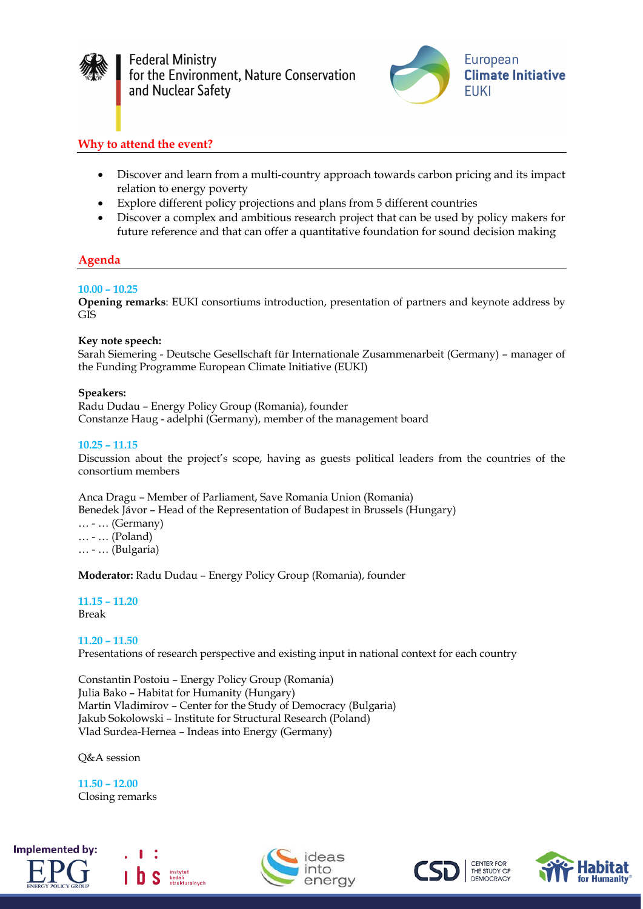## Why to attend the event?

- Discover and learn from a multi-country approach towards carbon pricing and its impact relation to energy poverty
- Explore different policy projections and plans from 5 different countries
- Discover a complex and ambitious research project that can be used by policy makers for future reference and that can offer a quantitative foundation for sound decision making

## Agenda

**10.00 – 10.25**

**Opening remarks**: EUKI consortiums introduction, presentation of partners and keynote address by GIS

**Key note speech:**

Sarah Siemering - Deutsche Gesellschaft für Internationale Zusammenarbeit (Germany) – manager of the Funding Programme European Climate Initiative (EUKI)

**Speakers:**

Radu Dudau – Energy Policy Group (Romania), founder
Constanze Haug - adelphi (Germany), member of the management board

**10.25 – 11.15**

Discussion about the project's scope, having as guests political leaders from the countries of the consortium members

Anca Dragu – Member of Parliament, Save Romania Union (Romania)
Benedek Jávor – Head of the Representation of Budapest in Brussels (Hungary)
… - … (Germany)
… - … (Poland)
… - … (Bulgaria)

**Moderator:** Radu Dudau – Energy Policy Group (Romania), founder

**11.15 – 11.20**

Break

**11.20 – 11.50**

Presentations of research perspective and existing input in national context for each country

Constantin Postoiu – Energy Policy Group (Romania)
Julia Bako – Habitat for Humanity (Hungary)
Martin Vladimirov – Center for the Study of Democracy (Bulgaria)
Jakub Sokolowski – Institute for Structural Research (Poland)
Vlad Surdea-Hernea – Indeas into Energy (Germany)

Q&A session

**11.50 – 12.00**

Closing remarks

Implemented by: